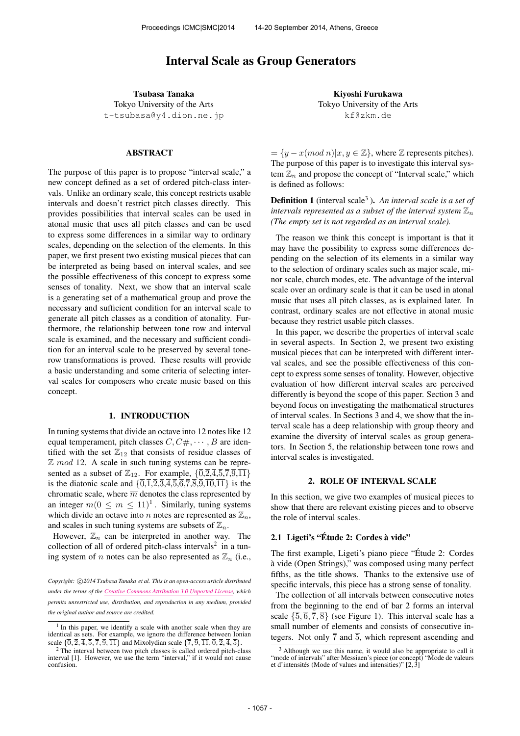# Interval Scale as Group Generators

**Tsubasa Tanaka**
Tokyo University of the Arts
t-tsubasa@y4.dion.ne.jp

**Kiyoshi Furukawa**
Tokyo University of the Arts
kf@zkm.de

## ABSTRACT

The purpose of this paper is to propose "interval scale," a new concept defined as a set of ordered pitch-class intervals. Unlike an ordinary scale, this concept restricts usable intervals and doesn't restrict pitch classes directly. This provides possibilities that interval scales can be used in atonal music that uses all pitch classes and can be used to express some differences in a similar way to ordinary scales, depending on the selection of the elements. In this paper, we first present two existing musical pieces that can be interpreted as being based on interval scales, and see the possible effectiveness of this concept to express some senses of tonality. Next, we show that an interval scale is a generating set of a mathematical group and prove the necessary and sufficient condition for an interval scale to generate all pitch classes as a condition of atonality. Furthermore, the relationship between tone row and interval scale is examined, and the necessary and sufficient condition for an interval scale to be preserved by several tone-row transformations is proved. These results will provide a basic understanding and some criteria of selecting interval scales for composers who create music based on this concept.

## 1. INTRODUCTION

In tuning systems that divide an octave into 12 notes like 12 equal temperament, pitch classes $C, C\#, \cdots, B$ are identified with the set $\mathbb{Z}_{12}$ that consists of residue classes of $\mathbb{Z}\ mod\ 12$. A scale in such tuning systems can be represented as a subset of $\mathbb{Z}_{12}$. For example, $\{\overline{0},\overline{2},\overline{4},\overline{5},\overline{7},\overline{9},\overline{11}\}$ is the diatonic scale and $\{\overline{0},\overline{1},\overline{2},\overline{3},\overline{4},\overline{5},\overline{6},\overline{7},\overline{8},\overline{9},\overline{10},\overline{11}\}$ is the chromatic scale, where $\overline{m}$ denotes the class represented by an integer $m (0 \leq m \leq 11)$[1]. Similarly, tuning systems which divide an octave into $n$ notes are represented as $\mathbb{Z}_n$, and scales in such tuning systems are subsets of $\mathbb{Z}_n$.

However, $\mathbb{Z}_n$ can be interpreted in another way. The collection of all of ordered pitch-class intervals[2] in a tuning system of $n$ notes can be also represented as $\mathbb{Z}_n$ (i.e., $= \{y - x (mod\ n) | x, y \in \mathbb{Z}\}$, where $\mathbb{Z}$ represents pitches). The purpose of this paper is to investigate this interval system $\mathbb{Z}_n$ and propose the concept of "Interval scale," which is defined as follows:

**Definition 1** (interval scale[3] **).** *An interval scale is a set of intervals represented as a subset of the interval system $\mathbb{Z}_n$ (The empty set is not regarded as an interval scale).*

The reason we think this concept is important is that it may have the possibility to express some differences depending on the selection of its elements in a similar way to the selection of ordinary scales such as major scale, minor scale, church modes, etc. The advantage of the interval scale over an ordinary scale is that it can be used in atonal music that uses all pitch classes, as is explained later. In contrast, ordinary scales are not effective in atonal music because they restrict usable pitch classes.

In this paper, we describe the properties of interval scale in several aspects. In Section 2, we present two existing musical pieces that can be interpreted with different interval scales, and see the possible effectiveness of this concept to express some senses of tonality. However, objective evaluation of how different interval scales are perceived differently is beyond the scope of this paper. Section 3 and beyond focus on investigating the mathematical structures of interval scales. In Sections 3 and 4, we show that the interval scale has a deep relationship with group theory and examine the diversity of interval scales as group generators. In Section 5, the relationship between tone rows and interval scales is investigated.

## 2. ROLE OF INTERVAL SCALE

In this section, we give two examples of musical pieces to show that there are relevant existing pieces and to observe the role of interval scales.

### 2.1 Ligeti's "Étude 2: Cordes à vide"

The first example, Ligeti's piano piece "Étude 2: Cordes à vide (Open Strings)," was composed using many perfect fifths, as the title shows. Thanks to the extensive use of specific intervals, this piece has a strong sense of tonality.

The collection of all intervals between consecutive notes from the beginning to the end of bar 2 forms an interval scale $\{\overline{5}, \overline{6}, \overline{7}, \overline{8}\}$ (see Figure 1). This interval scale has a small number of elements and consists of consecutive integers. Not only $\overline{7}$ and $\overline{5}$, which represent ascending and

---

Copyright: ©2014 Tsubasa Tanaka et al. This is an open-access article distributed under the terms of the Creative Commons Attribution 3.0 Unported License, which permits unrestricted use, distribution, and reproduction in any medium, provided the original author and source are credited.

[1] In this paper, we identify a scale with another scale when they are identical as sets. For example, we ignore the difference between Ionian scale $\{\overline{0}, \overline{2}, \overline{4}, \overline{5}, \overline{7}, \overline{9}, \overline{11}\}$ and Mixolydian scale $\{\overline{7}, \overline{9}, \overline{11}, \overline{0}, \overline{2}, \overline{4}, \overline{5}\}$.

[2] The interval between two pitch classes is called ordered pitch-class interval [1]. However, we use the term "interval," if it would not cause confusion.

[3] Although we use this name, it would also be appropriate to call it "mode of intervals" after Messiaen's piece (or concept) "Mode de valeurs et d'intensités (Mode of values and intensities)" [2, 3]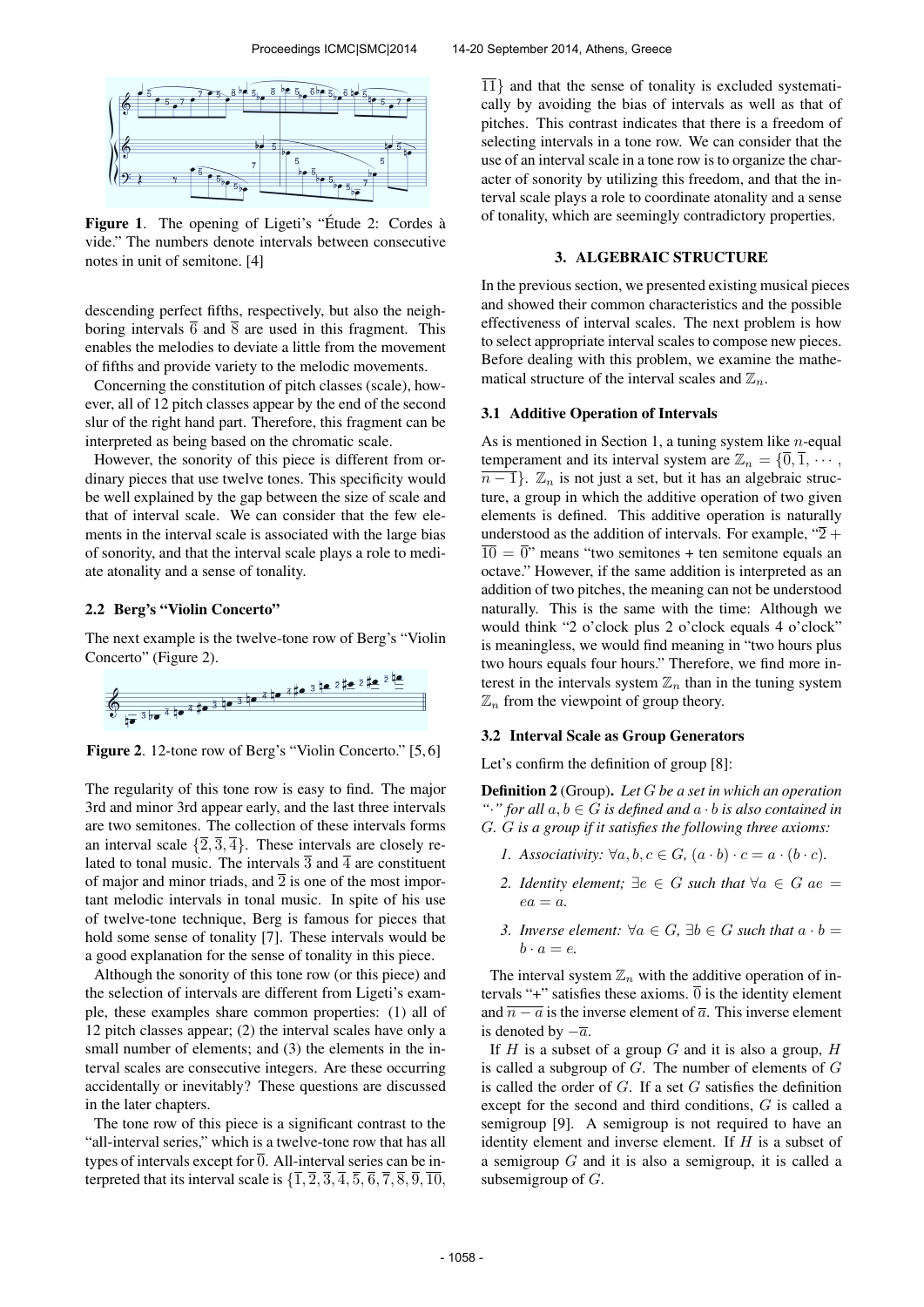**Figure 1**. The opening of Ligeti's "Étude 2: Cordes à vide." The numbers denote intervals between consecutive notes in unit of semitone. [4]

descending perfect fifths, respectively, but also the neighboring intervals $\overline{6}$ and $\overline{8}$ are used in this fragment. This enables the melodies to deviate a little from the movement of fifths and provide variety to the melodic movements.

Concerning the constitution of pitch classes (scale), however, all of 12 pitch classes appear by the end of the second slur of the right hand part. Therefore, this fragment can be interpreted as being based on the chromatic scale.

However, the sonority of this piece is different from ordinary pieces that use twelve tones. This specificity would be well explained by the gap between the size of scale and that of interval scale. We can consider that the few elements in the interval scale is associated with the large bias of sonority, and that the interval scale plays a role to mediate atonality and a sense of tonality.

### 2.2 Berg's "Violin Concerto"

The next example is the twelve-tone row of Berg's "Violin Concerto" (Figure 2).

**Figure 2**. 12-tone row of Berg's "Violin Concerto." [5, 6]

The regularity of this tone row is easy to find. The major 3rd and minor 3rd appear early, and the last three intervals are two semitones. The collection of these intervals forms an interval scale $\{\overline{2}, \overline{3}, \overline{4}\}$. These intervals are closely related to tonal music. The intervals $\overline{3}$ and $\overline{4}$ are constituent of major and minor triads, and $\overline{2}$ is one of the most important melodic intervals in tonal music. In spite of his use of twelve-tone technique, Berg is famous for pieces that hold some sense of tonality [7]. These intervals would be a good explanation for the sense of tonality in this piece.

Although the sonority of this tone row (or this piece) and the selection of intervals are different from Ligeti's example, these examples share common properties: (1) all of 12 pitch classes appear; (2) the interval scales have only a small number of elements; and (3) the elements in the interval scales are consecutive integers. Are these occurring accidentally or inevitably? These questions are discussed in the later chapters.

The tone row of this piece is a significant contrast to the "all-interval series," which is a twelve-tone row that has all types of intervals except for $\overline{0}$. All-interval series can be interpreted that its interval scale is $\{\overline{1}, \overline{2}, \overline{3}, \overline{4}, \overline{5}, \overline{6}, \overline{7}, \overline{8}, \overline{9}, \overline{10}, \overline{11}\}$ and that the sense of tonality is excluded systematically by avoiding the bias of intervals as well as that of pitches. This contrast indicates that there is a freedom of selecting intervals in a tone row. We can consider that the use of an interval scale in a tone row is to organize the character of sonority by utilizing this freedom, and that the interval scale plays a role to coordinate atonality and a sense of tonality, which are seemingly contradictory properties.

## 3. ALGEBRAIC STRUCTURE

In the previous section, we presented existing musical pieces and showed their common characteristics and the possible effectiveness of interval scales. The next problem is how to select appropriate interval scales to compose new pieces. Before dealing with this problem, we examine the mathematical structure of the interval scales and $\mathbb{Z}_n$.

### 3.1 Additive Operation of Intervals

As is mentioned in Section 1, a tuning system like $n$-equal temperament and its interval system are $\mathbb{Z}_n = \{\overline{0}, \overline{1}, \cdots, \overline{n-1}\}$. $\mathbb{Z}_n$ is not just a set, but it has an algebraic structure, a group in which the additive operation of two given elements is defined. This additive operation is naturally understood as the addition of intervals. For example, "$\overline{2} + \overline{10} = \overline{0}$" means "two semitones + ten semitone equals an octave." However, if the same addition is interpreted as an addition of two pitches, the meaning can not be understood naturally. This is the same with the time: Although we would think "2 o'clock plus 2 o'clock equals 4 o'clock" is meaningless, we would find meaning in "two hours plus two hours equals four hours." Therefore, we find more interest in the intervals system $\mathbb{Z}_n$ than in the tuning system $\mathbb{Z}_n$ from the viewpoint of group theory.

### 3.2 Interval Scale as Group Generators

Let's confirm the definition of group [8]:

**Definition 2** (Group)**.** *Let $G$ be a set in which an operation "$\cdot$" for all $a, b \in G$ is defined and $a \cdot b$ is also contained in $G$. $G$ is a group if it satisfies the following three axioms:*

1. *Associativity: $\forall a, b, c \in G$, $(a \cdot b) \cdot c = a \cdot (b \cdot c)$.*
2. *Identity element; $\exists e \in G$ such that $\forall a \in G$ $ae = ea = a$.*
3. *Inverse element: $\forall a \in G$, $\exists b \in G$ such that $a \cdot b = b \cdot a = e$.*

The interval system $\mathbb{Z}_n$ with the additive operation of intervals "+" satisfies these axioms. $\overline{0}$ is the identity element and $\overline{n-a}$ is the inverse element of $\overline{a}$. This inverse element is denoted by $-\overline{a}$.

If $H$ is a subset of a group $G$ and it is also a group, $H$ is called a subgroup of $G$. The number of elements of $G$ is called the order of $G$. If a set $G$ satisfies the definition except for the second and third conditions, $G$ is called a semigroup [9]. A semigroup is not required to have an identity element and inverse element. If $H$ is a subset of a semigroup $G$ and it is also a semigroup, it is called a subsemigroup of $G$.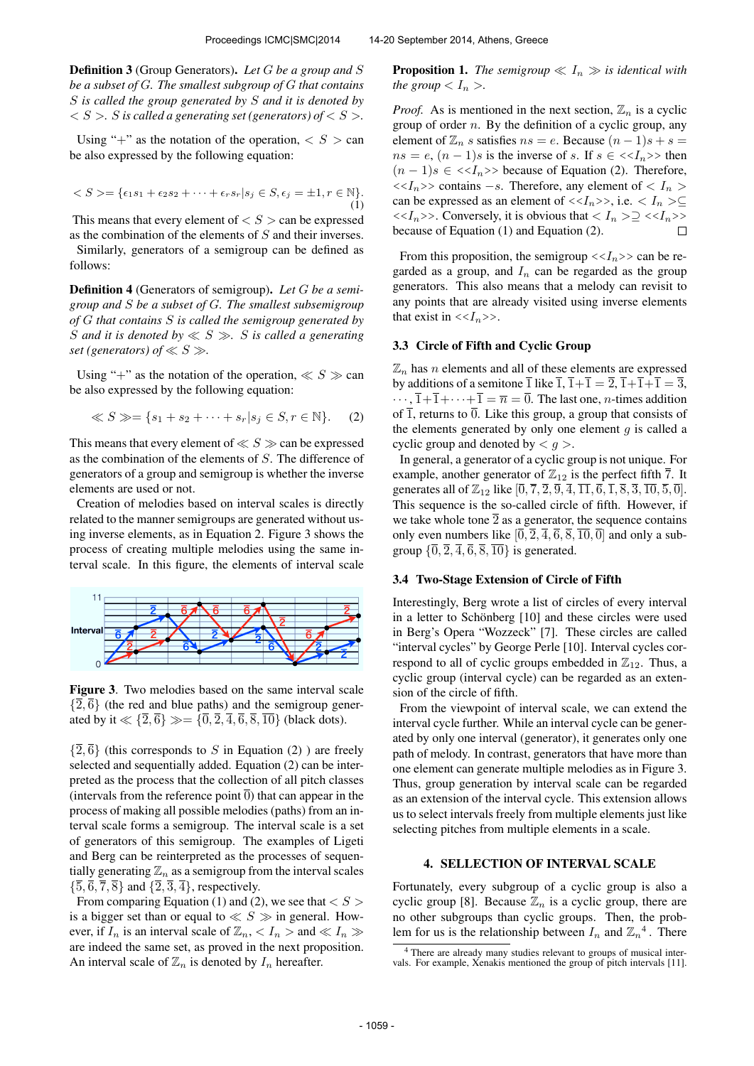**Definition 3** (Group Generators). *Let $G$ be a group and $S$ be a subset of $G$. The smallest subgroup of $G$ that contains $S$ is called the group generated by $S$ and it is denoted by $< S >$. $S$ is called a generating set (generators) of $< S >$.*

Using "+" as the notation of the operation, $< S >$ can be also expressed by the following equation:

$$< S >= \{\epsilon_1 s_1 + \epsilon_2 s_2 + \cdots + \epsilon_r s_r | s_j \in S, \epsilon_j = \pm 1, r \in \mathbb{N}\}. \tag{1}$$

This means that every element of $< S >$ can be expressed as the combination of the elements of $S$ and their inverses.

Similarly, generators of a semigroup can be defined as follows:

**Definition 4** (Generators of semigroup). *Let $G$ be a semigroup and $S$ be a subset of $G$. The smallest subsemigroup of $G$ that contains $S$ is called the semigroup generated by $S$ and it is denoted by $\ll S \gg$. $S$ is called a generating set (generators) of $\ll S \gg$.*

Using "+" as the notation of the operation, $\ll S \gg$ can be also expressed by the following equation:

$$\ll S \gg = \{s_1 + s_2 + \cdots + s_r | s_j \in S, r \in \mathbb{N}\}. \tag{2}$$

This means that every element of $\ll S \gg$ can be expressed as the combination of the elements of $S$. The difference of generators of a group and semigroup is whether the inverse elements are used or not.

Creation of melodies based on interval scales is directly related to the manner semigroups are generated without using inverse elements, as in Equation 2. Figure 3 shows the process of creating multiple melodies using the same interval scale. In this figure, the elements of interval scale

**Figure 3**. Two melodies based on the same interval scale $\{\bar{2}, \bar{6}\}$ (the red and blue paths) and the semigroup generated by it $\ll \{\bar{2}, \bar{6}\} \gg = \{\bar{0}, \bar{2}, \bar{4}, \bar{6}, \bar{8}, \overline{10}\}$ (black dots).

$\{\bar{2}, \bar{6}\}$ (this corresponds to $S$ in Equation (2) ) are freely selected and sequentially added. Equation (2) can be interpreted as the process that the collection of all pitch classes (intervals from the reference point $\bar{0}$) that can appear in the process of making all possible melodies (paths) from an interval scale forms a semigroup. The interval scale is a set of generators of this semigroup. The examples of Ligeti and Berg can be reinterpreted as the processes of sequentially generating $\mathbb{Z}_n$ as a semigroup from the interval scales $\{\bar{5}, \bar{6}, \bar{7}, \bar{8}\}$ and $\{\bar{2}, \bar{3}, \bar{4}\}$, respectively.

From comparing Equation (1) and (2), we see that $< S >$ is a bigger set than or equal to $\ll S \gg$ in general. However, if $I_n$ is an interval scale of $\mathbb{Z}_n$, $< I_n >$ and $\ll I_n \gg$ are indeed the same set, as proved in the next proposition. An interval scale of $\mathbb{Z}_n$ is denoted by $I_n$ hereafter.

**Proposition 1.** *The semigroup $\ll I_n \gg$ is identical with the group $< I_n >$.*

*Proof.* As is mentioned in the next section, $\mathbb{Z}_n$ is a cyclic group of order $n$. By the definition of a cyclic group, any element of $\mathbb{Z}_n$ $s$ satisfies $ns = e$. Because $(n-1)s + s = ns = e$, $(n-1)s$ is the inverse of $s$. If $s \in \ll I_n \gg$ then $(n-1)s \in \ll I_n \gg$ because of Equation (2). Therefore, $\ll I_n \gg$ contains $-s$. Therefore, any element of $< I_n >$ can be expressed as an element of $\ll I_n \gg$, i.e. $< I_n > \subseteq \ll I_n \gg$. Conversely, it is obvious that $< I_n > \supseteq \ll I_n \gg$ because of Equation (1) and Equation (2). $\square$

From this proposition, the semigroup $\ll I_n \gg$ can be regarded as a group, and $I_n$ can be regarded as the group generators. This also means that a melody can revisit to any points that are already visited using inverse elements that exist in $\ll I_n \gg$.

### 3.3 Circle of Fifth and Cyclic Group

$\mathbb{Z}_n$ has $n$ elements and all of these elements are expressed by additions of a semitone $\bar{1}$ like $\bar{1}$, $\bar{1}+\bar{1} = \bar{2}$, $\bar{1}+\bar{1}+\bar{1} = \bar{3}$, $\cdots$, $\bar{1}+\bar{1}+\cdots+\bar{1} = \bar{n} = \bar{0}$. The last one, $n$-times addition of $\bar{1}$, returns to $\bar{0}$. Like this group, a group that consists of the elements generated by only one element $g$ is called a cyclic group and denoted by $< g >$.

In general, a generator of a cyclic group is not unique. For example, another generator of $\mathbb{Z}_{12}$ is the perfect fifth $\bar{7}$. It generates all of $\mathbb{Z}_{12}$ like $[\bar{0}, \bar{7}, \bar{2}, \bar{9}, \bar{4}, \overline{11}, \bar{6}, \bar{1}, \bar{8}, \bar{3}, \overline{10}, \bar{5}, \bar{0}]$. This sequence is the so-called circle of fifth. However, if we take whole tone $\bar{2}$ as a generator, the sequence contains only even numbers like $[\bar{0}, \bar{2}, \bar{4}, \bar{6}, \bar{8}, \overline{10}, \bar{0}]$ and only a subgroup $\{\bar{0}, \bar{2}, \bar{4}, \bar{6}, \bar{8}, \overline{10}\}$ is generated.

### 3.4 Two-Stage Extension of Circle of Fifth

Interestingly, Berg wrote a list of circles of every interval in a letter to Schönberg [10] and these circles were used in Berg's Opera "Wozzeck" [7]. These circles are called "interval cycles" by George Perle [10]. Interval cycles correspond to all of cyclic groups embedded in $\mathbb{Z}_{12}$. Thus, a cyclic group (interval cycle) can be regarded as an extension of the circle of fifth.

From the viewpoint of interval scale, we can extend the interval cycle further. While an interval cycle can be generated by only one interval (generator), it generates only one path of melody. In contrast, generators that have more than one element can generate multiple melodies as in Figure 3. Thus, group generation by interval scale can be regarded as an extension of the interval cycle. This extension allows us to select intervals freely from multiple elements just like selecting pitches from multiple elements in a scale.

## 4. SELLECTION OF INTERVAL SCALE

Fortunately, every subgroup of a cyclic group is also a cyclic group [8]. Because $\mathbb{Z}_n$ is a cyclic group, there are no other subgroups than cyclic groups. Then, the problem for us is the relationship between $I_n$ and $\mathbb{Z}_n$[4]. There

[4] There are already many studies relevant to groups of musical intervals. For example, Xenakis mentioned the group of pitch intervals [11].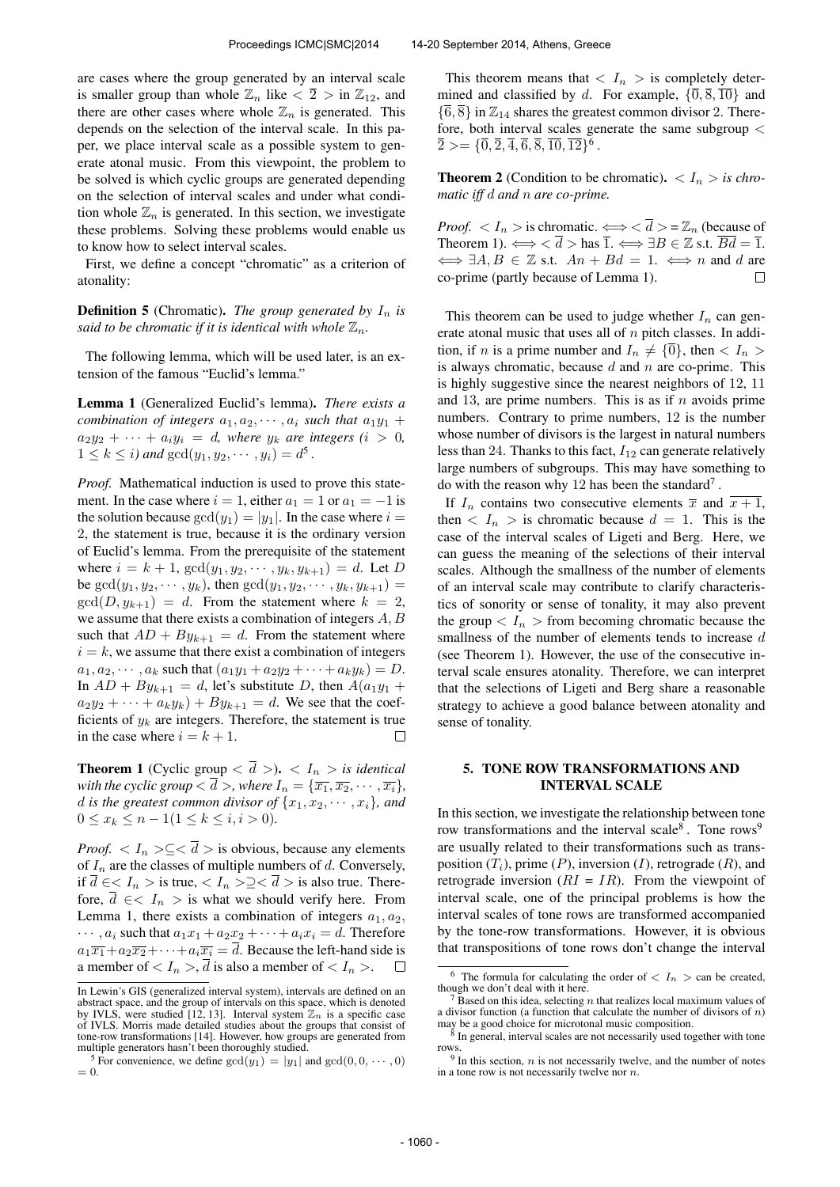are cases where the group generated by an interval scale is smaller group than whole $\mathbb{Z}_n$ like $<\overline{2}>$ in $\mathbb{Z}_{12}$, and there are other cases where whole $\mathbb{Z}_n$ is generated. This depends on the selection of the interval scale. In this paper, we place interval scale as a possible system to generate atonal music. From this viewpoint, the problem to be solved is which cyclic groups are generated depending on the selection of interval scales and under what condition whole $\mathbb{Z}_n$ is generated. In this section, we investigate these problems. Solving these problems would enable us to know how to select interval scales.

First, we define a concept "chromatic" as a criterion of atonality:

**Definition 5** (Chromatic). *The group generated by $I_n$ is said to be chromatic if it is identical with whole $\mathbb{Z}_n$.*

The following lemma, which will be used later, is an extension of the famous "Euclid's lemma."

**Lemma 1** (Generalized Euclid's lemma). *There exists a combination of integers $a_1, a_2, \cdots, a_i$ such that $a_1y_1 + a_2y_2 + \cdots + a_iy_i = d$, where $y_k$ are integers ($i > 0$, $1 \leq k \leq i$) and $\gcd(y_1, y_2, \cdots, y_i) = d$*[5].

*Proof.* Mathematical induction is used to prove this statement. In the case where $i = 1$, either $a_1 = 1$ or $a_1 = -1$ is the solution because $\gcd(y_1) = |y_1|$. In the case where $i = 2$, the statement is true, because it is the ordinary version of Euclid's lemma. From the prerequisite of the statement where $i = k + 1$, $\gcd(y_1, y_2, \cdots, y_k, y_{k+1}) = d$. Let $D$ be $\gcd(y_1, y_2, \cdots, y_k)$, then $\gcd(y_1, y_2, \cdots, y_k, y_{k+1}) = \gcd(D, y_{k+1}) = d$. From the statement where $k = 2$, we assume that there exists a combination of integers $A, B$ such that $AD + By_{k+1} = d$. From the statement where $i = k$, we assume that there exist a combination of integers $a_1, a_2, \cdots, a_k$ such that $(a_1y_1 + a_2y_2 + \cdots + a_ky_k) = D$. In $AD + By_{k+1} = d$, let's substitute $D$, then $A(a_1y_1 + a_2y_2 + \cdots + a_ky_k) + By_{k+1} = d$. We see that the coefficients of $y_k$ are integers. Therefore, the statement is true in the case where $i = k + 1$. $\square$

**Theorem 1** (Cyclic group $<\overline{d}>$). *$<I_n>$ is identical with the cyclic group $<\overline{d}>$, where $I_n = \{\overline{x_1}, \overline{x_2}, \cdots, \overline{x_i}\}$, $d$ is the greatest common divisor of $\{x_1, x_2, \cdots, x_i\}$, and $0 \leq x_k \leq n - 1 (1 \leq k \leq i, i > 0)$.*

*Proof.* $<I_n> \subseteq <\overline{d}>$ is obvious, because any elements of $I_n$ are the classes of multiple numbers of $d$. Conversely, if $\overline{d} \in <I_n>$ is true, $<I_n> \supseteq <\overline{d}>$ is also true. Therefore, $\overline{d} \in <I_n>$ is what we should verify here. From Lemma 1, there exists a combination of integers $a_1, a_2, \cdots, a_i$ such that $a_1x_1 + a_2x_2 + \cdots + a_ix_i = d$. Therefore $a_1\overline{x_1} + a_2\overline{x_2} + \cdots + a_i\overline{x_i} = \overline{d}$. Because the left-hand side is a member of $<I_n>$, $\overline{d}$ is also a member of $<I_n>$. $\square$

This theorem means that $<I_n>$ is completely determined and classified by $d$. For example, $\{\overline{0}, \overline{8}, \overline{10}\}$ and $\{\overline{6}, \overline{8}\}$ in $\mathbb{Z}_{14}$ shares the greatest common divisor 2. Therefore, both interval scales generate the same subgroup $<\overline{2}> = \{\overline{0}, \overline{2}, \overline{4}, \overline{6}, \overline{8}, \overline{10}, \overline{12}\}$[6].

**Theorem 2** (Condition to be chromatic). *$<I_n>$ is chromatic iff $d$ and $n$ are co-prime.*

*Proof.* $<I_n>$ is chromatic. $\iff <\overline{d}> = \mathbb{Z}_n$ (because of Theorem 1). $\iff <\overline{d}>$ has $\overline{1}$. $\iff \exists B \in \mathbb{Z}$ s.t. $B\overline{d} = \overline{1}$. $\iff \exists A, B \in \mathbb{Z}$ s.t. $An + Bd = 1$. $\iff n$ and $d$ are co-prime (partly because of Lemma 1). $\square$

This theorem can be used to judge whether $I_n$ can generate atonal music that uses all of $n$ pitch classes. In addition, if $n$ is a prime number and $I_n \neq \{\overline{0}\}$, then $<I_n>$ is always chromatic, because $d$ and $n$ are co-prime. This is highly suggestive since the nearest neighbors of 12, 11 and 13, are prime numbers. This is as if $n$ avoids prime numbers. Contrary to prime numbers, 12 is the number whose number of divisors is the largest in natural numbers less than 24. Thanks to this fact, $I_{12}$ can generate relatively large numbers of subgroups. This may have something to do with the reason why 12 has been the standard[7].

If $I_n$ contains two consecutive elements $\overline{x}$ and $\overline{x+1}$, then $<I_n>$ is chromatic because $d = 1$. This is the case of the interval scales of Ligeti and Berg. Here, we can guess the meaning of the selections of their interval scales. Although the smallness of the number of elements of an interval scale may contribute to clarify characteristics of sonority or sense of tonality, it may also prevent the group $<I_n>$ from becoming chromatic because the smallness of the number of elements tends to increase $d$ (see Theorem 1). However, the use of the consecutive interval scale ensures atonality. Therefore, we can interpret that the selections of Ligeti and Berg share a reasonable strategy to achieve a good balance between atonality and sense of tonality.

## 5. TONE ROW TRANSFORMATIONS AND INTERVAL SCALE

In this section, we investigate the relationship between tone row transformations and the interval scale[8]. Tone rows[9] are usually related to their transformations such as transposition ($T_i$), prime ($P$), inversion ($I$), retrograde ($R$), and retrograde inversion ($RI = IR$). From the viewpoint of interval scale, one of the principal problems is how the interval scales of tone rows are transformed accompanied by the tone-row transformations. However, it is obvious that transpositions of tone rows don't change the interval

---

In Lewin's GIS (generalized interval system), intervals are defined on an abstract space, and the group of intervals on this space, which is denoted by IVLS, were studied [12, 13]. Interval system $\mathbb{Z}_n$ is a specific case of IVLS. Morris made detailed studies about the groups that consist of tone-row transformations [14]. However, how groups are generated from multiple generators hasn't been thoroughly studied.

[5] For convenience, we define $\gcd(y_1) = |y_1|$ and $\gcd(0, 0, \cdots, 0) = 0$.

[6] The formula for calculating the order of $<I_n>$ can be created, though we don't deal with it here.

[7] Based on this idea, selecting $n$ that realizes local maximum values of a divisor function (a function that calculate the number of divisors of $n$) may be a good choice for microtonal music composition.

[8] In general, interval scales are not necessarily used together with tone rows.

[9] In this section, $n$ is not necessarily twelve, and the number of notes in a tone row is not necessarily twelve nor $n$.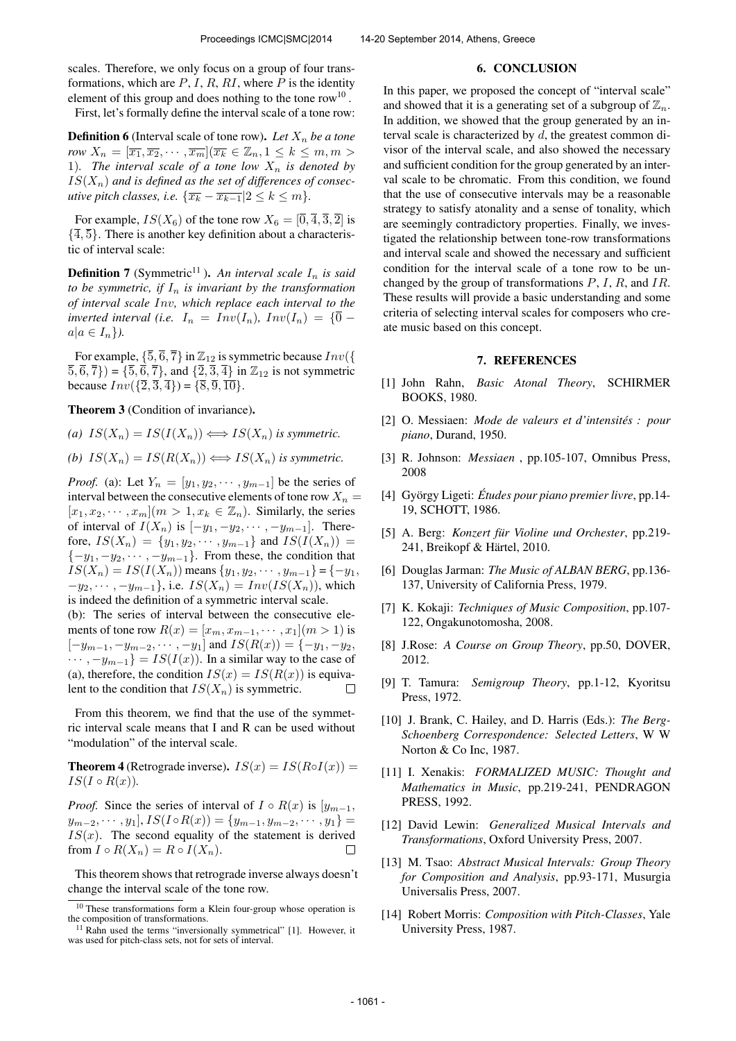scales. Therefore, we only focus on a group of four transformations, which are $P$, $I$, $R$, $RI$, where $P$ is the identity element of this group and does nothing to the tone row[10].

First, let's formally define the interval scale of a tone row:

**Definition 6** (Interval scale of tone row). *Let $X_n$ be a tone row $X_n = [\overline{x_1}, \overline{x_2}, \cdots, \overline{x_m}] (\overline{x_k} \in \mathbb{Z}_n, 1 \leq k \leq m, m > 1)$. The interval scale of a tone low $X_n$ is denoted by $IS(X_n)$ and is defined as the set of differences of consecutive pitch classes, i.e. $\{\overline{x_k} - \overline{x_{k-1}} | 2 \leq k \leq m\}$.*

For example, $IS(X_6)$ of the tone row $X_6 = [\overline{0}, \overline{4}, \overline{3}, \overline{2}]$ is $\{\overline{4}, \overline{5}\}$. There is another key definition about a characteristic of interval scale:

**Definition 7** (Symmetric[11]). *An interval scale $I_n$ is said to be symmetric, if $I_n$ is invariant by the transformation of interval scale $Inv$, which replace each interval to the inverted interval (i.e. $I_n = Inv(I_n)$, $Inv(I_n) = \{\overline{0} - a | a \in I_n\}$).*

For example, $\{\overline{5}, \overline{6}, \overline{7}\}$ in $\mathbb{Z}_{12}$ is symmetric because $Inv(\{\overline{5}, \overline{6}, \overline{7}\}) = \{\overline{5}, \overline{6}, \overline{7}\}$, and $\{\overline{2}, \overline{3}, \overline{4}\}$ in $\mathbb{Z}_{12}$ is not symmetric because $Inv(\{\overline{2}, \overline{3}, \overline{4}\}) = \{\overline{8}, \overline{9}, \overline{10}\}$.

**Theorem 3** (Condition of invariance).

*(a) $IS(X_n) = IS(I(X_n)) \Longleftrightarrow IS(X_n)$ is symmetric.*

*(b) $IS(X_n) = IS(R(X_n)) \Longleftrightarrow IS(X_n)$ is symmetric.*

*Proof.* (a): Let $Y_n = [y_1, y_2, \cdots, y_{m-1}]$ be the series of interval between the consecutive elements of tone row $X_n = [x_1, x_2, \cdots, x_m] (m > 1, x_k \in \mathbb{Z}_n)$. Similarly, the series of interval of $I(X_n)$ is $[-y_1, -y_2, \cdots, -y_{m-1}]$. Therefore, $IS(X_n) = \{y_1, y_2, \cdots, y_{m-1}\}$ and $IS(I(X_n)) = \{-y_1, -y_2, \cdots, -y_{m-1}\}$. From these, the condition that $IS(X_n) = IS(I(X_n))$ means $\{y_1, y_2, \cdots, y_{m-1}\} = \{-y_1, -y_2, \cdots, -y_{m-1}\}$, i.e. $IS(X_n) = Inv(IS(X_n))$, which is indeed the definition of a symmetric interval scale.

(b): The series of interval between the consecutive elements of tone row $R(x) = [x_m, x_{m-1}, \cdots, x_1] (m > 1)$ is $[-y_{m-1}, -y_{m-2}, \cdots, -y_1]$ and $IS(R(x)) = \{-y_1, -y_2, \cdots, -y_{m-1}\} = IS(I(x))$. In a similar way to the case of (a), therefore, the condition $IS(x) = IS(R(x))$ is equivalent to the condition that $IS(X_n)$ is symmetric. $\square$

From this theorem, we find that the use of the symmetric interval scale means that I and R can be used without "modulation" of the interval scale.

**Theorem 4** (Retrograde inverse). $IS(x) = IS(R \circ I(x)) = IS(I \circ R(x))$.

*Proof.* Since the series of interval of $I \circ R(x)$ is $[y_{m-1}, y_{m-2}, \cdots, y_1]$, $IS(I \circ R(x)) = \{y_{m-1}, y_{m-2}, \cdots, y_1\} = IS(x)$. The second equality of the statement is derived from $I \circ R(X_n) = R \circ I(X_n)$. $\square$

This theorem shows that retrograde inverse always doesn't change the interval scale of the tone row.

[10] These transformations form a Klein four-group whose operation is the composition of transformations.

[11] Rahn used the terms "inversionally symmetrical" [1]. However, it was used for pitch-class sets, not for sets of interval.

## 6. CONCLUSION

In this paper, we proposed the concept of "interval scale" and showed that it is a generating set of a subgroup of $\mathbb{Z}_n$. In addition, we showed that the group generated by an interval scale is characterized by $d$, the greatest common divisor of the interval scale, and also showed the necessary and sufficient condition for the group generated by an interval scale to be chromatic. From this condition, we found that the use of consecutive intervals may be a reasonable strategy to satisfy atonality and a sense of tonality, which are seemingly contradictory properties. Finally, we investigated the relationship between tone-row transformations and interval scale and showed the necessary and sufficient condition for the interval scale of a tone row to be unchanged by the group of transformations $P$, $I$, $R$, and $IR$. These results will provide a basic understanding and some criteria of selecting interval scales for composers who create music based on this concept.

## 7. REFERENCES

[1] John Rahn, *Basic Atonal Theory*, SCHIRMER BOOKS, 1980.

[2] O. Messiaen: *Mode de valeurs et d'intensités : pour piano*, Durand, 1950.

[3] R. Johnson: *Messiaen* , pp.105-107, Omnibus Press, 2008

[4] György Ligeti: *Études pour piano premier livre*, pp.14-19, SCHOTT, 1986.

[5] A. Berg: *Konzert für Violine und Orchester*, pp.219-241, Breikopf & Härtel, 2010.

[6] Douglas Jarman: *The Music of ALBAN BERG*, pp.136-137, University of California Press, 1979.

[7] K. Kokaji: *Techniques of Music Composition*, pp.107-122, Ongakunotomosha, 2008.

[8] J.Rose: *A Course on Group Theory*, pp.50, DOVER, 2012.

[9] T. Tamura: *Semigroup Theory*, pp.1-12, Kyoritsu Press, 1972.

[10] J. Brank, C. Hailey, and D. Harris (Eds.): *The Berg-Schoenberg Correspondence: Selected Letters*, W W Norton & Co Inc, 1987.

[11] I. Xenakis: *FORMALIZED MUSIC: Thought and Mathematics in Music*, pp.219-241, PENDRAGON PRESS, 1992.

[12] David Lewin: *Generalized Musical Intervals and Transformations*, Oxford University Press, 2007.

[13] M. Tsao: *Abstract Musical Intervals: Group Theory for Composition and Analysis*, pp.93-171, Musurgia Universalis Press, 2007.

[14] Robert Morris: *Composition with Pitch-Classes*, Yale University Press, 1987.